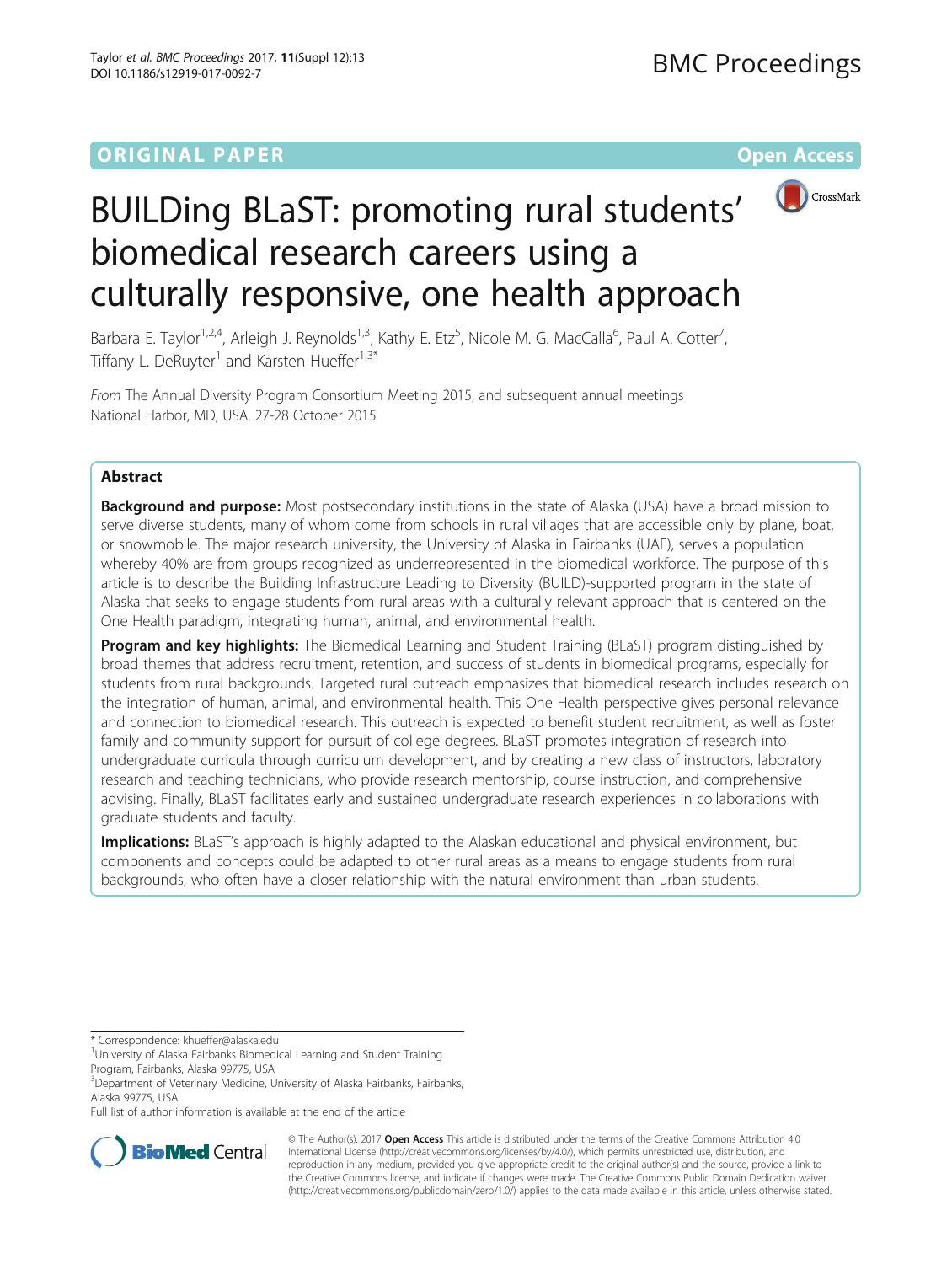ORIGINAL PAPER

Open Access

# BUILDing BLaST: promoting rural students' biomedical research careers using a culturally responsive, one health approach

Barbara E. Taylor[1,2,4], Arleigh J. Reynolds[1,3], Kathy E. Etz[5], Nicole M. G. MacCalla[6], Paul A. Cotter[7], Tiffany L. DeRuyter[1] and Karsten Hueffer[1,3*]

*From* The Annual Diversity Program Consortium Meeting 2015, and subsequent annual meetings
National Harbor, MD, USA. 27-28 October 2015

## Abstract

**Background and purpose:** Most postsecondary institutions in the state of Alaska (USA) have a broad mission to serve diverse students, many of whom come from schools in rural villages that are accessible only by plane, boat, or snowmobile. The major research university, the University of Alaska in Fairbanks (UAF), serves a population whereby 40% are from groups recognized as underrepresented in the biomedical workforce. The purpose of this article is to describe the Building Infrastructure Leading to Diversity (BUILD)-supported program in the state of Alaska that seeks to engage students from rural areas with a culturally relevant approach that is centered on the One Health paradigm, integrating human, animal, and environmental health.

**Program and key highlights:** The Biomedical Learning and Student Training (BLaST) program distinguished by broad themes that address recruitment, retention, and success of students in biomedical programs, especially for students from rural backgrounds. Targeted rural outreach emphasizes that biomedical research includes research on the integration of human, animal, and environmental health. This One Health perspective gives personal relevance and connection to biomedical research. This outreach is expected to benefit student recruitment, as well as foster family and community support for pursuit of college degrees. BLaST promotes integration of research into undergraduate curricula through curriculum development, and by creating a new class of instructors, laboratory research and teaching technicians, who provide research mentorship, course instruction, and comprehensive advising. Finally, BLaST facilitates early and sustained undergraduate research experiences in collaborations with graduate students and faculty.

**Implications:** BLaST's approach is highly adapted to the Alaskan educational and physical environment, but components and concepts could be adapted to other rural areas as a means to engage students from rural backgrounds, who often have a closer relationship with the natural environment than urban students.

---

\* Correspondence: khueffer@alaska.edu
[1]University of Alaska Fairbanks Biomedical Learning and Student Training Program, Fairbanks, Alaska 99775, USA
[3]Department of Veterinary Medicine, University of Alaska Fairbanks, Fairbanks, Alaska 99775, USA
Full list of author information is available at the end of the article

© The Author(s). 2017 **Open Access** This article is distributed under the terms of the Creative Commons Attribution 4.0 International License (http://creativecommons.org/licenses/by/4.0/), which permits unrestricted use, distribution, and reproduction in any medium, provided you give appropriate credit to the original author(s) and the source, provide a link to the Creative Commons license, and indicate if changes were made. The Creative Commons Public Domain Dedication waiver (http://creativecommons.org/publicdomain/zero/1.0/) applies to the data made available in this article, unless otherwise stated.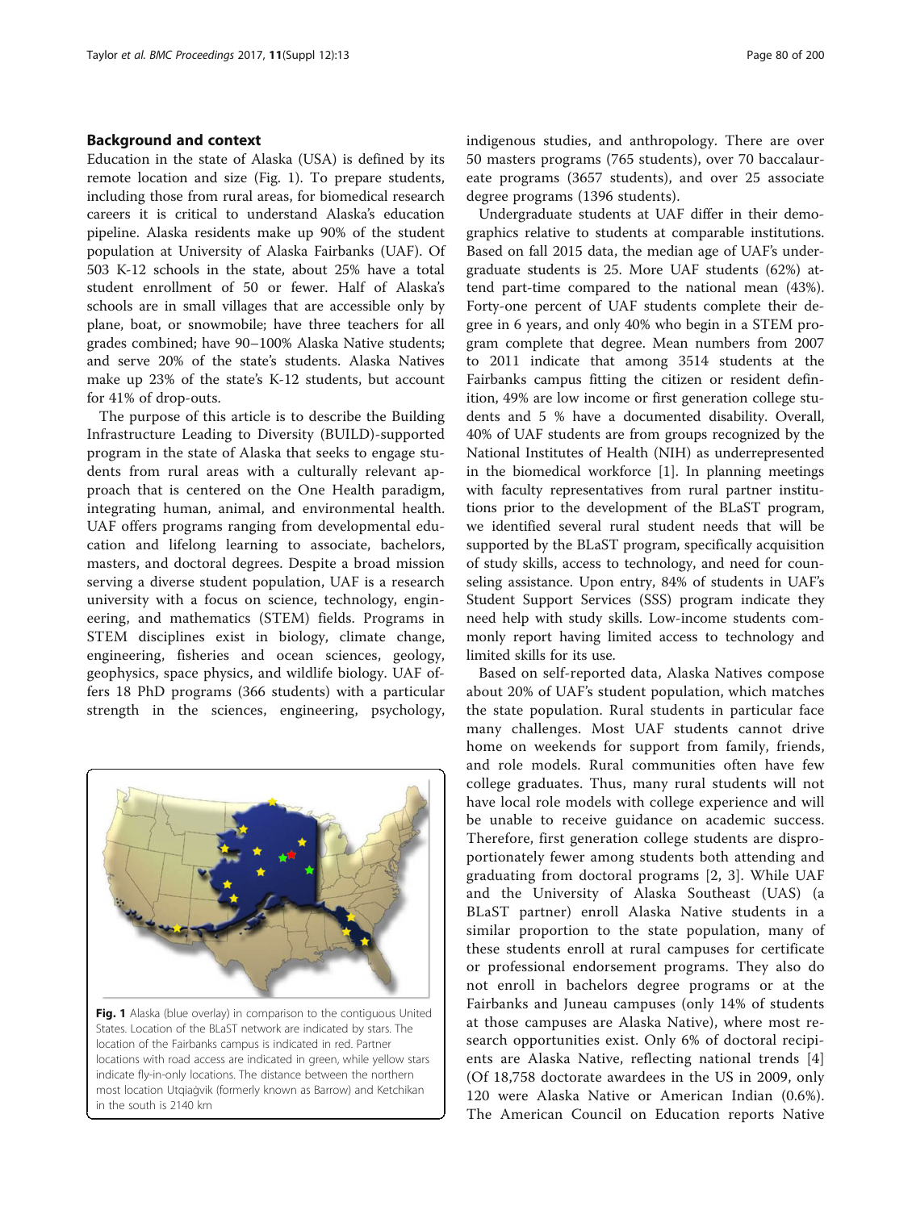## Background and context

Education in the state of Alaska (USA) is defined by its remote location and size (Fig. 1). To prepare students, including those from rural areas, for biomedical research careers it is critical to understand Alaska's education pipeline. Alaska residents make up 90% of the student population at University of Alaska Fairbanks (UAF). Of 503 K-12 schools in the state, about 25% have a total student enrollment of 50 or fewer. Half of Alaska's schools are in small villages that are accessible only by plane, boat, or snowmobile; have three teachers for all grades combined; have 90–100% Alaska Native students; and serve 20% of the state's students. Alaska Natives make up 23% of the state's K-12 students, but account for 41% of drop-outs.

The purpose of this article is to describe the Building Infrastructure Leading to Diversity (BUILD)-supported program in the state of Alaska that seeks to engage students from rural areas with a culturally relevant approach that is centered on the One Health paradigm, integrating human, animal, and environmental health. UAF offers programs ranging from developmental education and lifelong learning to associate, bachelors, masters, and doctoral degrees. Despite a broad mission serving a diverse student population, UAF is a research university with a focus on science, technology, engineering, and mathematics (STEM) fields. Programs in STEM disciplines exist in biology, climate change, engineering, fisheries and ocean sciences, geology, geophysics, space physics, and wildlife biology. UAF offers 18 PhD programs (366 students) with a particular strength in the sciences, engineering, psychology, indigenous studies, and anthropology. There are over 50 masters programs (765 students), over 70 baccalaureate programs (3657 students), and over 25 associate degree programs (1396 students).

Fig. 1 Alaska (blue overlay) in comparison to the contiguous United States. Location of the BLaST network are indicated by stars. The location of the Fairbanks campus is indicated in red. Partner locations with road access are indicated in green, while yellow stars indicate fly-in-only locations. The distance between the northern most location Utqiaġvik (formerly known as Barrow) and Ketchikan in the south is 2140 km

Undergraduate students at UAF differ in their demographics relative to students at comparable institutions. Based on fall 2015 data, the median age of UAF's undergraduate students is 25. More UAF students (62%) attend part-time compared to the national mean (43%). Forty-one percent of UAF students complete their degree in 6 years, and only 40% who begin in a STEM program complete that degree. Mean numbers from 2007 to 2011 indicate that among 3514 students at the Fairbanks campus fitting the citizen or resident definition, 49% are low income or first generation college students and 5 % have a documented disability. Overall, 40% of UAF students are from groups recognized by the National Institutes of Health (NIH) as underrepresented in the biomedical workforce [1]. In planning meetings with faculty representatives from rural partner institutions prior to the development of the BLaST program, we identified several rural student needs that will be supported by the BLaST program, specifically acquisition of study skills, access to technology, and need for counseling assistance. Upon entry, 84% of students in UAF's Student Support Services (SSS) program indicate they need help with study skills. Low-income students commonly report having limited access to technology and limited skills for its use.

Based on self-reported data, Alaska Natives compose about 20% of UAF's student population, which matches the state population. Rural students in particular face many challenges. Most UAF students cannot drive home on weekends for support from family, friends, and role models. Rural communities often have few college graduates. Thus, many rural students will not have local role models with college experience and will be unable to receive guidance on academic success. Therefore, first generation college students are disproportionately fewer among students both attending and graduating from doctoral programs [2, 3]. While UAF and the University of Alaska Southeast (UAS) (a BLaST partner) enroll Alaska Native students in a similar proportion to the state population, many of these students enroll at rural campuses for certificate or professional endorsement programs. They also do not enroll in bachelors degree programs or at the Fairbanks and Juneau campuses (only 14% of students at those campuses are Alaska Native), where most research opportunities exist. Only 6% of doctoral recipients are Alaska Native, reflecting national trends [4] (Of 18,758 doctorate awardees in the US in 2009, only 120 were Alaska Native or American Indian (0.6%). The American Council on Education reports Native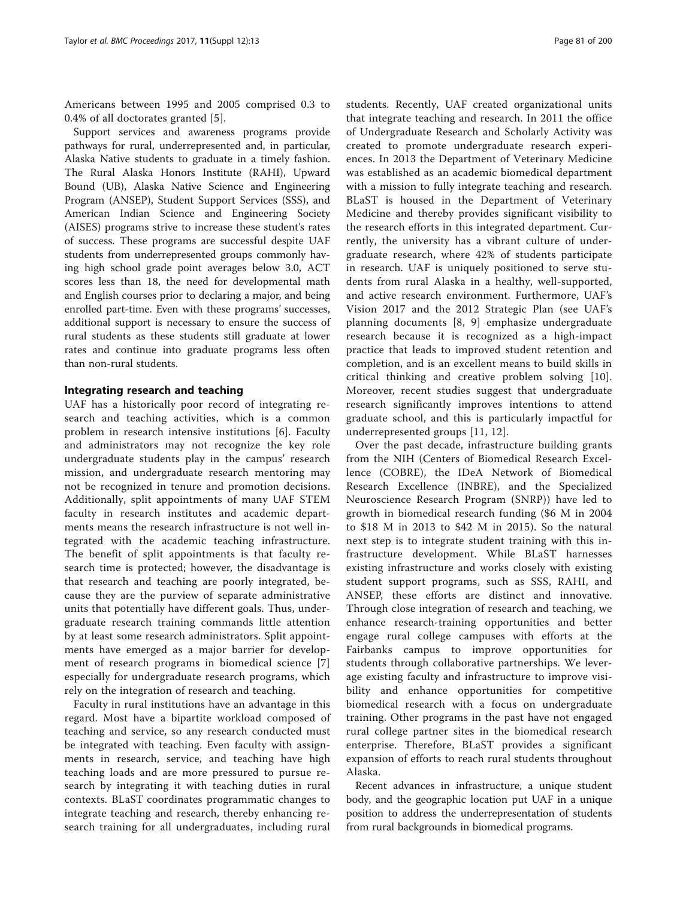Americans between 1995 and 2005 comprised 0.3 to 0.4% of all doctorates granted [5].

Support services and awareness programs provide pathways for rural, underrepresented and, in particular, Alaska Native students to graduate in a timely fashion. The Rural Alaska Honors Institute (RAHI), Upward Bound (UB), Alaska Native Science and Engineering Program (ANSEP), Student Support Services (SSS), and American Indian Science and Engineering Society (AISES) programs strive to increase these student's rates of success. These programs are successful despite UAF students from underrepresented groups commonly having high school grade point averages below 3.0, ACT scores less than 18, the need for developmental math and English courses prior to declaring a major, and being enrolled part-time. Even with these programs' successes, additional support is necessary to ensure the success of rural students as these students still graduate at lower rates and continue into graduate programs less often than non-rural students.

## Integrating research and teaching

UAF has a historically poor record of integrating research and teaching activities, which is a common problem in research intensive institutions [6]. Faculty and administrators may not recognize the key role undergraduate students play in the campus' research mission, and undergraduate research mentoring may not be recognized in tenure and promotion decisions. Additionally, split appointments of many UAF STEM faculty in research institutes and academic departments means the research infrastructure is not well integrated with the academic teaching infrastructure. The benefit of split appointments is that faculty research time is protected; however, the disadvantage is that research and teaching are poorly integrated, because they are the purview of separate administrative units that potentially have different goals. Thus, undergraduate research training commands little attention by at least some research administrators. Split appointments have emerged as a major barrier for development of research programs in biomedical science [7] especially for undergraduate research programs, which rely on the integration of research and teaching.

Faculty in rural institutions have an advantage in this regard. Most have a bipartite workload composed of teaching and service, so any research conducted must be integrated with teaching. Even faculty with assignments in research, service, and teaching have high teaching loads and are more pressured to pursue research by integrating it with teaching duties in rural contexts. BLaST coordinates programmatic changes to integrate teaching and research, thereby enhancing research training for all undergraduates, including rural students. Recently, UAF created organizational units that integrate teaching and research. In 2011 the office of Undergraduate Research and Scholarly Activity was created to promote undergraduate research experiences. In 2013 the Department of Veterinary Medicine was established as an academic biomedical department with a mission to fully integrate teaching and research. BLaST is housed in the Department of Veterinary Medicine and thereby provides significant visibility to the research efforts in this integrated department. Currently, the university has a vibrant culture of undergraduate research, where 42% of students participate in research. UAF is uniquely positioned to serve students from rural Alaska in a healthy, well-supported, and active research environment. Furthermore, UAF's Vision 2017 and the 2012 Strategic Plan (see UAF's planning documents [8, 9] emphasize undergraduate research because it is recognized as a high-impact practice that leads to improved student retention and completion, and is an excellent means to build skills in critical thinking and creative problem solving [10]. Moreover, recent studies suggest that undergraduate research significantly improves intentions to attend graduate school, and this is particularly impactful for underrepresented groups [11, 12].

Over the past decade, infrastructure building grants from the NIH (Centers of Biomedical Research Excellence (COBRE), the IDeA Network of Biomedical Research Excellence (INBRE), and the Specialized Neuroscience Research Program (SNRP)) have led to growth in biomedical research funding ($6 M in 2004 to $18 M in 2013 to $42 M in 2015). So the natural next step is to integrate student training with this infrastructure development. While BLaST harnesses existing infrastructure and works closely with existing student support programs, such as SSS, RAHI, and ANSEP, these efforts are distinct and innovative. Through close integration of research and teaching, we enhance research-training opportunities and better engage rural college campuses with efforts at the Fairbanks campus to improve opportunities for students through collaborative partnerships. We leverage existing faculty and infrastructure to improve visibility and enhance opportunities for competitive biomedical research with a focus on undergraduate training. Other programs in the past have not engaged rural college partner sites in the biomedical research enterprise. Therefore, BLaST provides a significant expansion of efforts to reach rural students throughout Alaska.

Recent advances in infrastructure, a unique student body, and the geographic location put UAF in a unique position to address the underrepresentation of students from rural backgrounds in biomedical programs.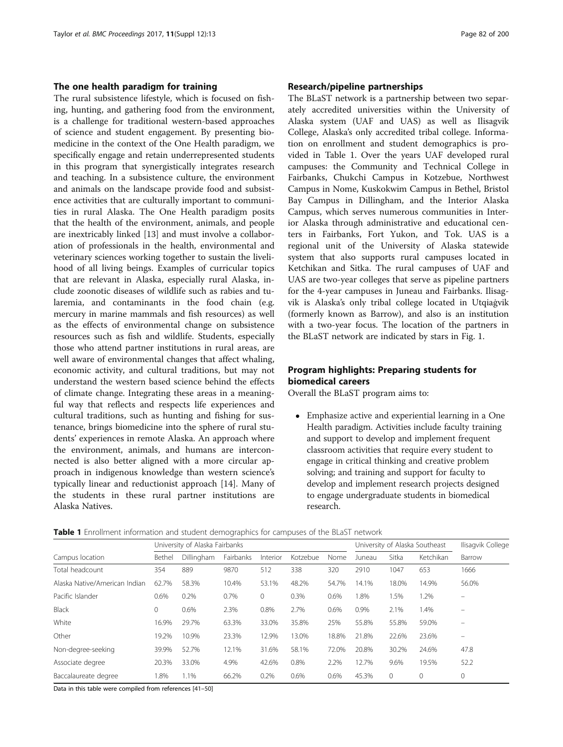### The one health paradigm for training

The rural subsistence lifestyle, which is focused on fishing, hunting, and gathering food from the environment, is a challenge for traditional western-based approaches of science and student engagement. By presenting biomedicine in the context of the One Health paradigm, we specifically engage and retain underrepresented students in this program that synergistically integrates research and teaching. In a subsistence culture, the environment and animals on the landscape provide food and subsistence activities that are culturally important to communities in rural Alaska. The One Health paradigm posits that the health of the environment, animals, and people are inextricably linked [13] and must involve a collaboration of professionals in the health, environmental and veterinary sciences working together to sustain the livelihood of all living beings. Examples of curricular topics that are relevant in Alaska, especially rural Alaska, include zoonotic diseases of wildlife such as rabies and tularemia, and contaminants in the food chain (e.g. mercury in marine mammals and fish resources) as well as the effects of environmental change on subsistence resources such as fish and wildlife. Students, especially those who attend partner institutions in rural areas, are well aware of environmental changes that affect whaling, economic activity, and cultural traditions, but may not understand the western based science behind the effects of climate change. Integrating these areas in a meaningful way that reflects and respects life experiences and cultural traditions, such as hunting and fishing for sustenance, brings biomedicine into the sphere of rural students' experiences in remote Alaska. An approach where the environment, animals, and humans are interconnected is also better aligned with a more circular approach in indigenous knowledge than western science's typically linear and reductionist approach [14]. Many of the students in these rural partner institutions are Alaska Natives.

### Research/pipeline partnerships

The BLaST network is a partnership between two separately accredited universities within the University of Alaska system (UAF and UAS) as well as Ilisagvik College, Alaska's only accredited tribal college. Information on enrollment and student demographics is provided in Table 1. Over the years UAF developed rural campuses: the Community and Technical College in Fairbanks, Chukchi Campus in Kotzebue, Northwest Campus in Nome, Kuskokwim Campus in Bethel, Bristol Bay Campus in Dillingham, and the Interior Alaska Campus, which serves numerous communities in Interior Alaska through administrative and educational centers in Fairbanks, Fort Yukon, and Tok. UAS is a regional unit of the University of Alaska statewide system that also supports rural campuses located in Ketchikan and Sitka. The rural campuses of UAF and UAS are two-year colleges that serve as pipeline partners for the 4-year campuses in Juneau and Fairbanks. Ilisagvik is Alaska's only tribal college located in Utqiaġvik (formerly known as Barrow), and also is an institution with a two-year focus. The location of the partners in the BLaST network are indicated by stars in Fig. 1.

### Program highlights: Preparing students for biomedical careers

Overall the BLaST program aims to:

- Emphasize active and experiential learning in a One Health paradigm. Activities include faculty training and support to develop and implement frequent classroom activities that require every student to engage in critical thinking and creative problem solving; and training and support for faculty to develop and implement research projects designed to engage undergraduate students in biomedical research.

**Table 1** Enrollment information and student demographics for campuses of the BLaST network

| | University of Alaska Fairbanks | | | | | | University of Alaska Southeast | | | Ilisagvik College |
|---|---|---|---|---|---|---|---|---|---|---|
| Campus location | Bethel | Dillingham | Fairbanks | Interior | Kotzebue | Nome | Juneau | Sitka | Ketchikan | Barrow |
| Total headcount | 354 | 889 | 9870 | 512 | 338 | 320 | 2910 | 1047 | 653 | 1666 |
| Alaska Native/American Indian | 62.7% | 58.3% | 10.4% | 53.1% | 48.2% | 54.7% | 14.1% | 18.0% | 14.9% | 56.0% |
| Pacific Islander | 0.6% | 0.2% | 0.7% | 0 | 0.3% | 0.6% | 1.8% | 1.5% | 1.2% | – |
| Black | 0 | 0.6% | 2.3% | 0.8% | 2.7% | 0.6% | 0.9% | 2.1% | 1.4% | – |
| White | 16.9% | 29.7% | 63.3% | 33.0% | 35.8% | 25% | 55.8% | 55.8% | 59.0% | – |
| Other | 19.2% | 10.9% | 23.3% | 12.9% | 13.0% | 18.8% | 21.8% | 22.6% | 23.6% | – |
| Non-degree-seeking | 39.9% | 52.7% | 12.1% | 31.6% | 58.1% | 72.0% | 20.8% | 30.2% | 24.6% | 47.8 |
| Associate degree | 20.3% | 33.0% | 4.9% | 42.6% | 0.8% | 2.2% | 12.7% | 9.6% | 19.5% | 52.2 |
| Baccalaureate degree | 1.8% | 1.1% | 66.2% | 0.2% | 0.6% | 0.6% | 45.3% | 0 | 0 | 0 |

Data in this table were compiled from references [41–50]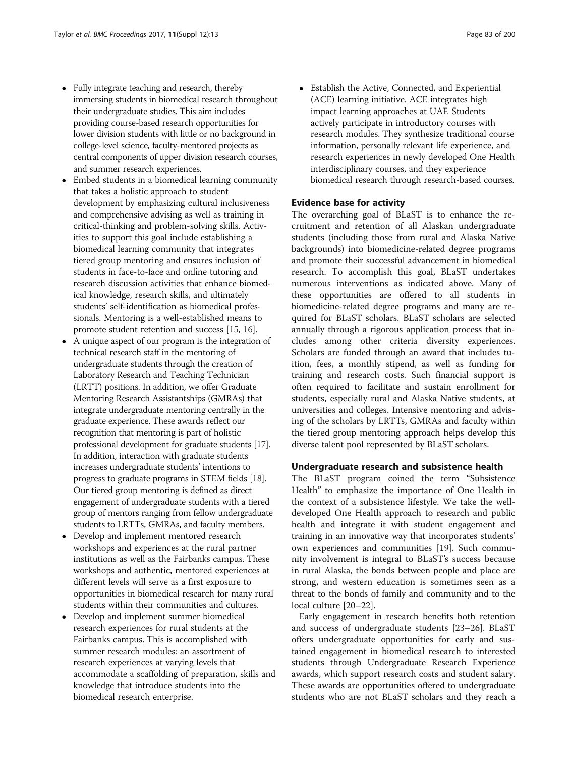- Fully integrate teaching and research, thereby immersing students in biomedical research throughout their undergraduate studies. This aim includes providing course-based research opportunities for lower division students with little or no background in college-level science, faculty-mentored projects as central components of upper division research courses, and summer research experiences.
- Embed students in a biomedical learning community that takes a holistic approach to student development by emphasizing cultural inclusiveness and comprehensive advising as well as training in critical-thinking and problem-solving skills. Activities to support this goal include establishing a biomedical learning community that integrates tiered group mentoring and ensures inclusion of students in face-to-face and online tutoring and research discussion activities that enhance biomedical knowledge, research skills, and ultimately students' self-identification as biomedical professionals. Mentoring is a well-established means to promote student retention and success [15, 16].
- A unique aspect of our program is the integration of technical research staff in the mentoring of undergraduate students through the creation of Laboratory Research and Teaching Technician (LRTT) positions. In addition, we offer Graduate Mentoring Research Assistantships (GMRAs) that integrate undergraduate mentoring centrally in the graduate experience. These awards reflect our recognition that mentoring is part of holistic professional development for graduate students [17]. In addition, interaction with graduate students increases undergraduate students' intentions to progress to graduate programs in STEM fields [18]. Our tiered group mentoring is defined as direct engagement of undergraduate students with a tiered group of mentors ranging from fellow undergraduate students to LRTTs, GMRAs, and faculty members.
- Develop and implement mentored research workshops and experiences at the rural partner institutions as well as the Fairbanks campus. These workshops and authentic, mentored experiences at different levels will serve as a first exposure to opportunities in biomedical research for many rural students within their communities and cultures.
- Develop and implement summer biomedical research experiences for rural students at the Fairbanks campus. This is accomplished with summer research modules: an assortment of research experiences at varying levels that accommodate a scaffolding of preparation, skills and knowledge that introduce students into the biomedical research enterprise.
- Establish the Active, Connected, and Experiential (ACE) learning initiative. ACE integrates high impact learning approaches at UAF. Students actively participate in introductory courses with research modules. They synthesize traditional course information, personally relevant life experience, and research experiences in newly developed One Health interdisciplinary courses, and they experience biomedical research through research-based courses.

## Evidence base for activity

The overarching goal of BLaST is to enhance the recruitment and retention of all Alaskan undergraduate students (including those from rural and Alaska Native backgrounds) into biomedicine-related degree programs and promote their successful advancement in biomedical research. To accomplish this goal, BLaST undertakes numerous interventions as indicated above. Many of these opportunities are offered to all students in biomedicine-related degree programs and many are required for BLaST scholars. BLaST scholars are selected annually through a rigorous application process that includes among other criteria diversity experiences. Scholars are funded through an award that includes tuition, fees, a monthly stipend, as well as funding for training and research costs. Such financial support is often required to facilitate and sustain enrollment for students, especially rural and Alaska Native students, at universities and colleges. Intensive mentoring and advising of the scholars by LRTTs, GMRAs and faculty within the tiered group mentoring approach helps develop this diverse talent pool represented by BLaST scholars.

## Undergraduate research and subsistence health

The BLaST program coined the term "Subsistence Health" to emphasize the importance of One Health in the context of a subsistence lifestyle. We take the well-developed One Health approach to research and public health and integrate it with student engagement and training in an innovative way that incorporates students' own experiences and communities [19]. Such community involvement is integral to BLaST's success because in rural Alaska, the bonds between people and place are strong, and western education is sometimes seen as a threat to the bonds of family and community and to the local culture [20–22].

Early engagement in research benefits both retention and success of undergraduate students [23–26]. BLaST offers undergraduate opportunities for early and sustained engagement in biomedical research to interested students through Undergraduate Research Experience awards, which support research costs and student salary. These awards are opportunities offered to undergraduate students who are not BLaST scholars and they reach a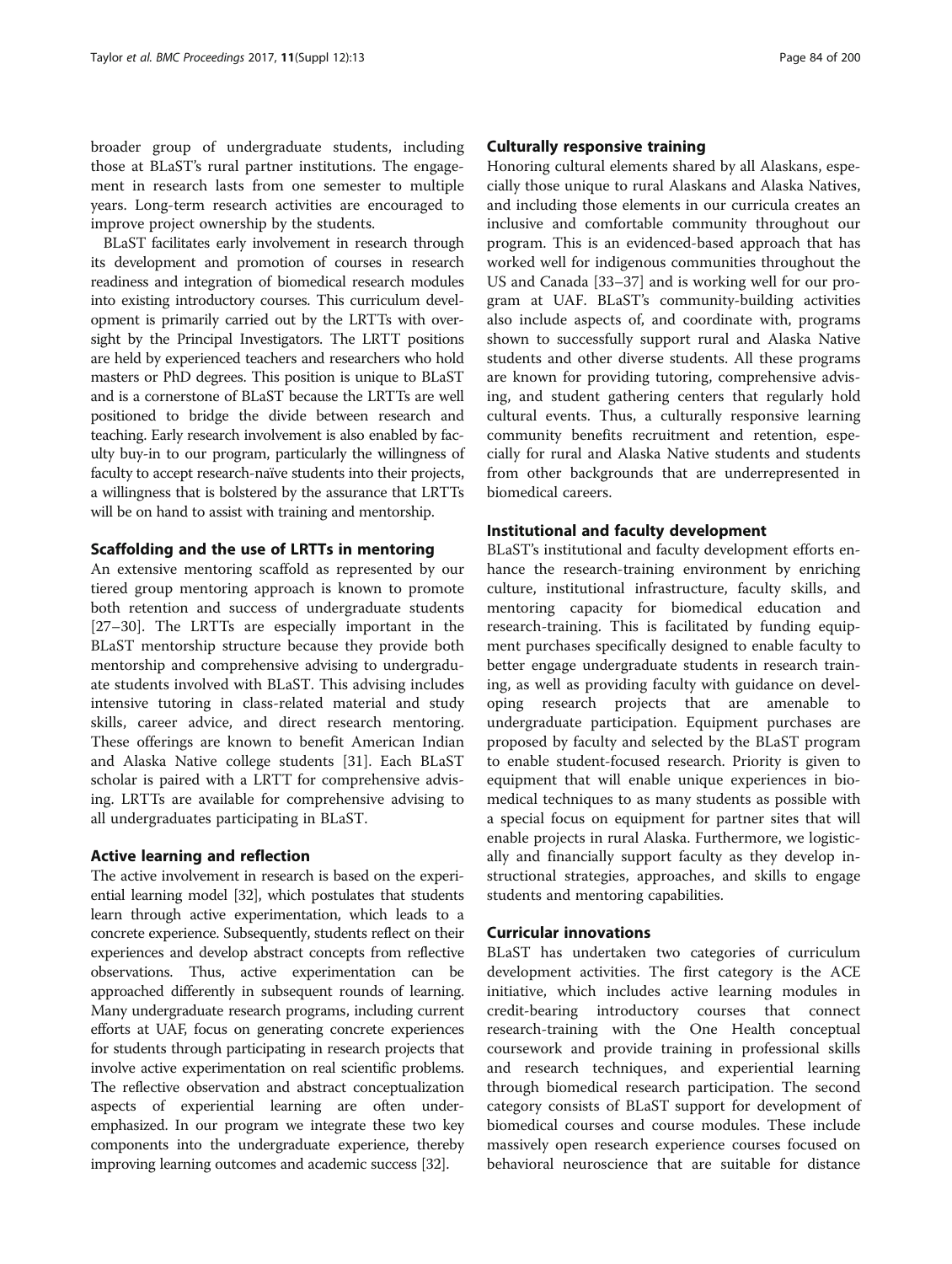broader group of undergraduate students, including those at BLaST's rural partner institutions. The engagement in research lasts from one semester to multiple years. Long-term research activities are encouraged to improve project ownership by the students.

BLaST facilitates early involvement in research through its development and promotion of courses in research readiness and integration of biomedical research modules into existing introductory courses. This curriculum development is primarily carried out by the LRTTs with oversight by the Principal Investigators. The LRTT positions are held by experienced teachers and researchers who hold masters or PhD degrees. This position is unique to BLaST and is a cornerstone of BLaST because the LRTTs are well positioned to bridge the divide between research and teaching. Early research involvement is also enabled by faculty buy-in to our program, particularly the willingness of faculty to accept research-naïve students into their projects, a willingness that is bolstered by the assurance that LRTTs will be on hand to assist with training and mentorship.

### Scaffolding and the use of LRTTs in mentoring

An extensive mentoring scaffold as represented by our tiered group mentoring approach is known to promote both retention and success of undergraduate students [27–30]. The LRTTs are especially important in the BLaST mentorship structure because they provide both mentorship and comprehensive advising to undergraduate students involved with BLaST. This advising includes intensive tutoring in class-related material and study skills, career advice, and direct research mentoring. These offerings are known to benefit American Indian and Alaska Native college students [31]. Each BLaST scholar is paired with a LRTT for comprehensive advising. LRTTs are available for comprehensive advising to all undergraduates participating in BLaST.

### Active learning and reflection

The active involvement in research is based on the experiential learning model [32], which postulates that students learn through active experimentation, which leads to a concrete experience. Subsequently, students reflect on their experiences and develop abstract concepts from reflective observations. Thus, active experimentation can be approached differently in subsequent rounds of learning. Many undergraduate research programs, including current efforts at UAF, focus on generating concrete experiences for students through participating in research projects that involve active experimentation on real scientific problems. The reflective observation and abstract conceptualization aspects of experiential learning are often underemphasized. In our program we integrate these two key components into the undergraduate experience, thereby improving learning outcomes and academic success [32].

### Culturally responsive training

Honoring cultural elements shared by all Alaskans, especially those unique to rural Alaskans and Alaska Natives, and including those elements in our curricula creates an inclusive and comfortable community throughout our program. This is an evidenced-based approach that has worked well for indigenous communities throughout the US and Canada [33–37] and is working well for our program at UAF. BLaST's community-building activities also include aspects of, and coordinate with, programs shown to successfully support rural and Alaska Native students and other diverse students. All these programs are known for providing tutoring, comprehensive advising, and student gathering centers that regularly hold cultural events. Thus, a culturally responsive learning community benefits recruitment and retention, especially for rural and Alaska Native students and students from other backgrounds that are underrepresented in biomedical careers.

### Institutional and faculty development

BLaST's institutional and faculty development efforts enhance the research-training environment by enriching culture, institutional infrastructure, faculty skills, and mentoring capacity for biomedical education and research-training. This is facilitated by funding equipment purchases specifically designed to enable faculty to better engage undergraduate students in research training, as well as providing faculty with guidance on developing research projects that are amenable to undergraduate participation. Equipment purchases are proposed by faculty and selected by the BLaST program to enable student-focused research. Priority is given to equipment that will enable unique experiences in biomedical techniques to as many students as possible with a special focus on equipment for partner sites that will enable projects in rural Alaska. Furthermore, we logistically and financially support faculty as they develop instructional strategies, approaches, and skills to engage students and mentoring capabilities.

### Curricular innovations

BLaST has undertaken two categories of curriculum development activities. The first category is the ACE initiative, which includes active learning modules in credit-bearing introductory courses that connect research-training with the One Health conceptual coursework and provide training in professional skills and research techniques, and experiential learning through biomedical research participation. The second category consists of BLaST support for development of biomedical courses and course modules. These include massively open research experience courses focused on behavioral neuroscience that are suitable for distance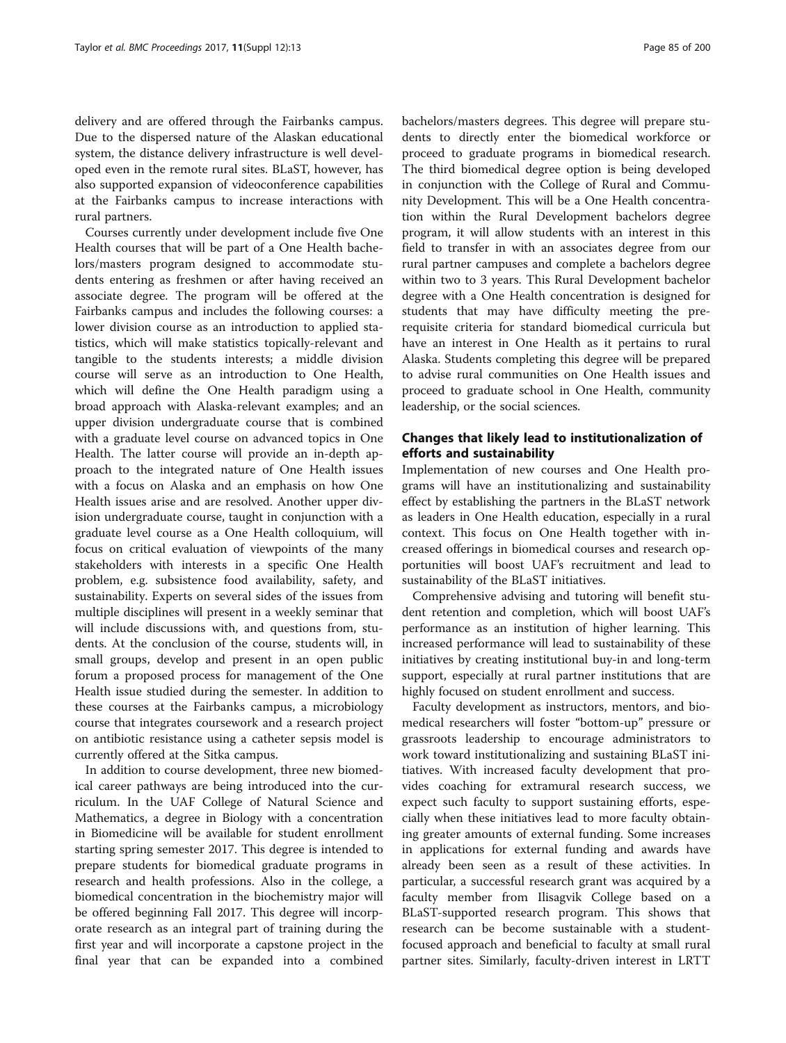delivery and are offered through the Fairbanks campus. Due to the dispersed nature of the Alaskan educational system, the distance delivery infrastructure is well developed even in the remote rural sites. BLaST, however, has also supported expansion of videoconference capabilities at the Fairbanks campus to increase interactions with rural partners.

Courses currently under development include five One Health courses that will be part of a One Health bachelors/masters program designed to accommodate students entering as freshmen or after having received an associate degree. The program will be offered at the Fairbanks campus and includes the following courses: a lower division course as an introduction to applied statistics, which will make statistics topically-relevant and tangible to the students interests; a middle division course will serve as an introduction to One Health, which will define the One Health paradigm using a broad approach with Alaska-relevant examples; and an upper division undergraduate course that is combined with a graduate level course on advanced topics in One Health. The latter course will provide an in-depth approach to the integrated nature of One Health issues with a focus on Alaska and an emphasis on how One Health issues arise and are resolved. Another upper division undergraduate course, taught in conjunction with a graduate level course as a One Health colloquium, will focus on critical evaluation of viewpoints of the many stakeholders with interests in a specific One Health problem, e.g. subsistence food availability, safety, and sustainability. Experts on several sides of the issues from multiple disciplines will present in a weekly seminar that will include discussions with, and questions from, students. At the conclusion of the course, students will, in small groups, develop and present in an open public forum a proposed process for management of the One Health issue studied during the semester. In addition to these courses at the Fairbanks campus, a microbiology course that integrates coursework and a research project on antibiotic resistance using a catheter sepsis model is currently offered at the Sitka campus.

In addition to course development, three new biomedical career pathways are being introduced into the curriculum. In the UAF College of Natural Science and Mathematics, a degree in Biology with a concentration in Biomedicine will be available for student enrollment starting spring semester 2017. This degree is intended to prepare students for biomedical graduate programs in research and health professions. Also in the college, a biomedical concentration in the biochemistry major will be offered beginning Fall 2017. This degree will incorporate research as an integral part of training during the first year and will incorporate a capstone project in the final year that can be expanded into a combined bachelors/masters degrees. This degree will prepare students to directly enter the biomedical workforce or proceed to graduate programs in biomedical research. The third biomedical degree option is being developed in conjunction with the College of Rural and Community Development. This will be a One Health concentration within the Rural Development bachelors degree program, it will allow students with an interest in this field to transfer in with an associates degree from our rural partner campuses and complete a bachelors degree within two to 3 years. This Rural Development bachelor degree with a One Health concentration is designed for students that may have difficulty meeting the prerequisite criteria for standard biomedical curricula but have an interest in One Health as it pertains to rural Alaska. Students completing this degree will be prepared to advise rural communities on One Health issues and proceed to graduate school in One Health, community leadership, or the social sciences.

## Changes that likely lead to institutionalization of efforts and sustainability

Implementation of new courses and One Health programs will have an institutionalizing and sustainability effect by establishing the partners in the BLaST network as leaders in One Health education, especially in a rural context. This focus on One Health together with increased offerings in biomedical courses and research opportunities will boost UAF's recruitment and lead to sustainability of the BLaST initiatives.

Comprehensive advising and tutoring will benefit student retention and completion, which will boost UAF's performance as an institution of higher learning. This increased performance will lead to sustainability of these initiatives by creating institutional buy-in and long-term support, especially at rural partner institutions that are highly focused on student enrollment and success.

Faculty development as instructors, mentors, and biomedical researchers will foster "bottom-up" pressure or grassroots leadership to encourage administrators to work toward institutionalizing and sustaining BLaST initiatives. With increased faculty development that provides coaching for extramural research success, we expect such faculty to support sustaining efforts, especially when these initiatives lead to more faculty obtaining greater amounts of external funding. Some increases in applications for external funding and awards have already been seen as a result of these activities. In particular, a successful research grant was acquired by a faculty member from Ilisagvik College based on a BLaST-supported research program. This shows that research can be become sustainable with a student-focused approach and beneficial to faculty at small rural partner sites. Similarly, faculty-driven interest in LRTT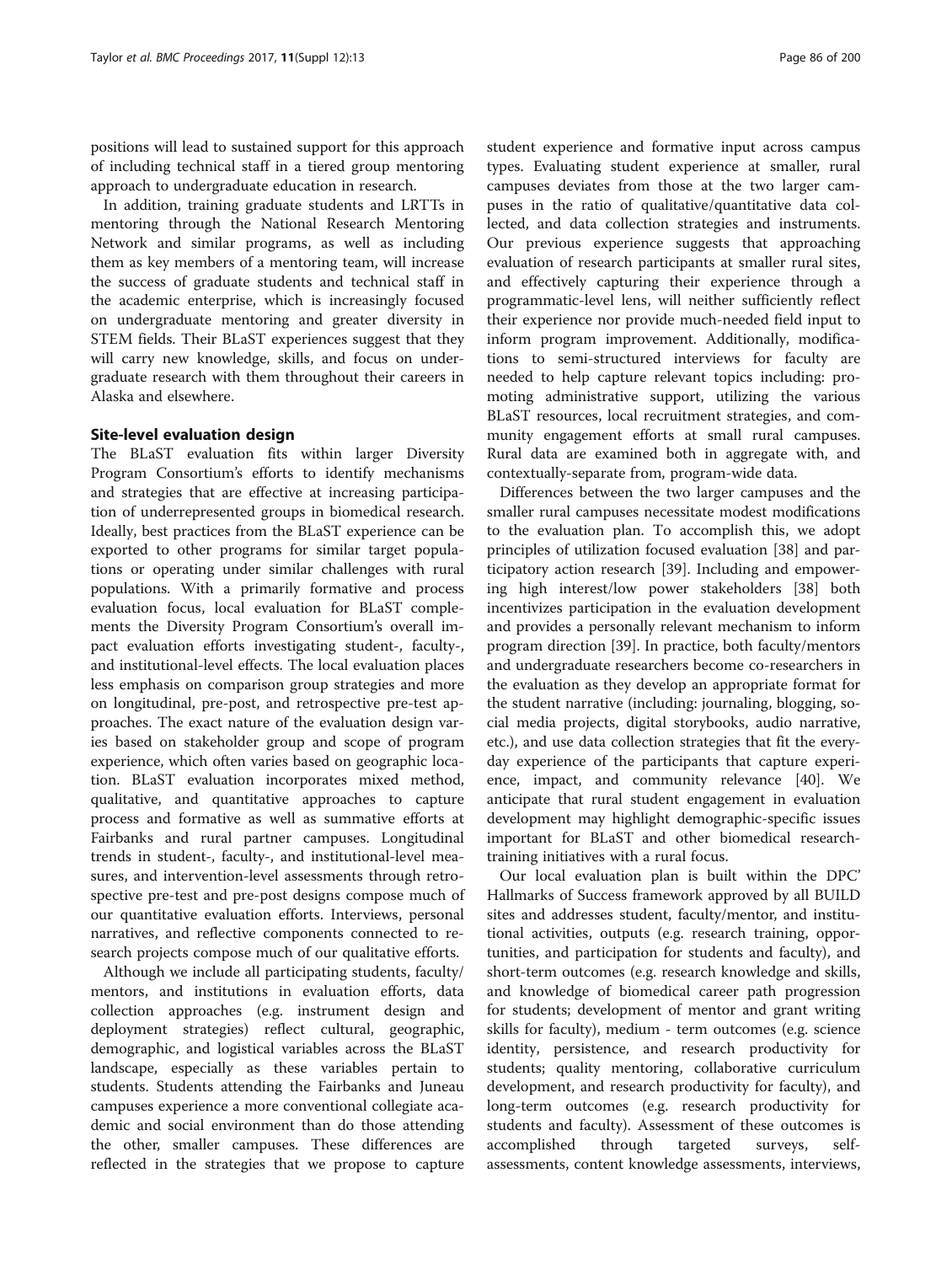positions will lead to sustained support for this approach of including technical staff in a tiered group mentoring approach to undergraduate education in research.

In addition, training graduate students and LRTTs in mentoring through the National Research Mentoring Network and similar programs, as well as including them as key members of a mentoring team, will increase the success of graduate students and technical staff in the academic enterprise, which is increasingly focused on undergraduate mentoring and greater diversity in STEM fields. Their BLaST experiences suggest that they will carry new knowledge, skills, and focus on undergraduate research with them throughout their careers in Alaska and elsewhere.

## Site-level evaluation design

The BLaST evaluation fits within larger Diversity Program Consortium's efforts to identify mechanisms and strategies that are effective at increasing participation of underrepresented groups in biomedical research. Ideally, best practices from the BLaST experience can be exported to other programs for similar target populations or operating under similar challenges with rural populations. With a primarily formative and process evaluation focus, local evaluation for BLaST complements the Diversity Program Consortium's overall impact evaluation efforts investigating student-, faculty-, and institutional-level effects. The local evaluation places less emphasis on comparison group strategies and more on longitudinal, pre-post, and retrospective pre-test approaches. The exact nature of the evaluation design varies based on stakeholder group and scope of program experience, which often varies based on geographic location. BLaST evaluation incorporates mixed method, qualitative, and quantitative approaches to capture process and formative as well as summative efforts at Fairbanks and rural partner campuses. Longitudinal trends in student-, faculty-, and institutional-level measures, and intervention-level assessments through retrospective pre-test and pre-post designs compose much of our quantitative evaluation efforts. Interviews, personal narratives, and reflective components connected to research projects compose much of our qualitative efforts.

Although we include all participating students, faculty/mentors, and institutions in evaluation efforts, data collection approaches (e.g. instrument design and deployment strategies) reflect cultural, geographic, demographic, and logistical variables across the BLaST landscape, especially as these variables pertain to students. Students attending the Fairbanks and Juneau campuses experience a more conventional collegiate academic and social environment than do those attending the other, smaller campuses. These differences are reflected in the strategies that we propose to capture student experience and formative input across campus types. Evaluating student experience at smaller, rural campuses deviates from those at the two larger campuses in the ratio of qualitative/quantitative data collected, and data collection strategies and instruments. Our previous experience suggests that approaching evaluation of research participants at smaller rural sites, and effectively capturing their experience through a programmatic-level lens, will neither sufficiently reflect their experience nor provide much-needed field input to inform program improvement. Additionally, modifications to semi-structured interviews for faculty are needed to help capture relevant topics including: promoting administrative support, utilizing the various BLaST resources, local recruitment strategies, and community engagement efforts at small rural campuses. Rural data are examined both in aggregate with, and contextually-separate from, program-wide data.

Differences between the two larger campuses and the smaller rural campuses necessitate modest modifications to the evaluation plan. To accomplish this, we adopt principles of utilization focused evaluation [38] and participatory action research [39]. Including and empowering high interest/low power stakeholders [38] both incentivizes participation in the evaluation development and provides a personally relevant mechanism to inform program direction [39]. In practice, both faculty/mentors and undergraduate researchers become co-researchers in the evaluation as they develop an appropriate format for the student narrative (including: journaling, blogging, social media projects, digital storybooks, audio narrative, etc.), and use data collection strategies that fit the everyday experience of the participants that capture experience, impact, and community relevance [40]. We anticipate that rural student engagement in evaluation development may highlight demographic-specific issues important for BLaST and other biomedical research-training initiatives with a rural focus.

Our local evaluation plan is built within the DPC' Hallmarks of Success framework approved by all BUILD sites and addresses student, faculty/mentor, and institutional activities, outputs (e.g. research training, opportunities, and participation for students and faculty), and short-term outcomes (e.g. research knowledge and skills, and knowledge of biomedical career path progression for students; development of mentor and grant writing skills for faculty), medium - term outcomes (e.g. science identity, persistence, and research productivity for students; quality mentoring, collaborative curriculum development, and research productivity for faculty), and long-term outcomes (e.g. research productivity for students and faculty). Assessment of these outcomes is accomplished through targeted surveys, self-assessments, content knowledge assessments, interviews,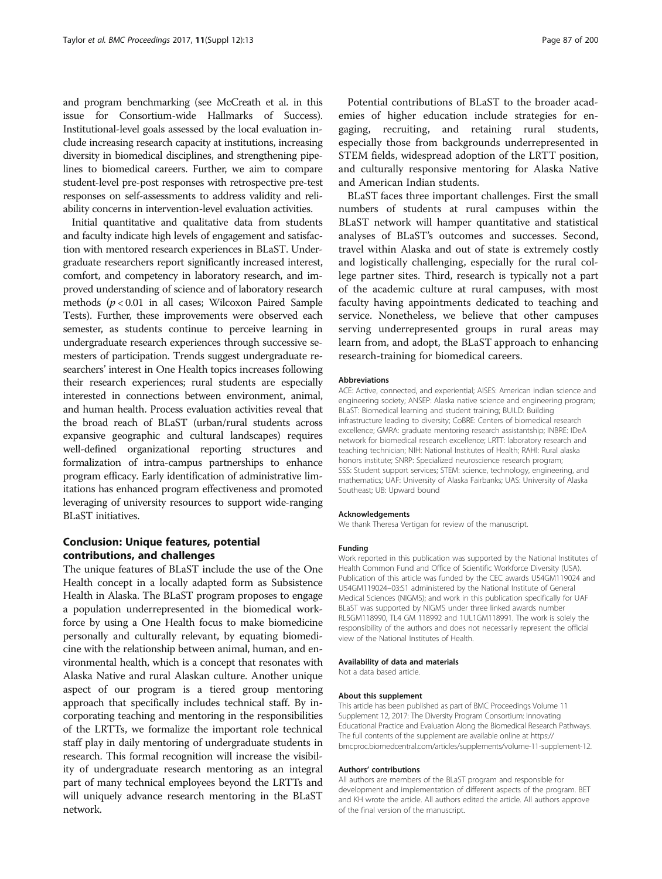and program benchmarking (see McCreath et al. in this issue for Consortium-wide Hallmarks of Success). Institutional-level goals assessed by the local evaluation include increasing research capacity at institutions, increasing diversity in biomedical disciplines, and strengthening pipelines to biomedical careers. Further, we aim to compare student-level pre-post responses with retrospective pre-test responses on self-assessments to address validity and reliability concerns in intervention-level evaluation activities.

Initial quantitative and qualitative data from students and faculty indicate high levels of engagement and satisfaction with mentored research experiences in BLaST. Undergraduate researchers report significantly increased interest, comfort, and competency in laboratory research, and improved understanding of science and of laboratory research methods ($p < 0.01$ in all cases; Wilcoxon Paired Sample Tests). Further, these improvements were observed each semester, as students continue to perceive learning in undergraduate research experiences through successive semesters of participation. Trends suggest undergraduate researchers' interest in One Health topics increases following their research experiences; rural students are especially interested in connections between environment, animal, and human health. Process evaluation activities reveal that the broad reach of BLaST (urban/rural students across expansive geographic and cultural landscapes) requires well-defined organizational reporting structures and formalization of intra-campus partnerships to enhance program efficacy. Early identification of administrative limitations has enhanced program effectiveness and promoted leveraging of university resources to support wide-ranging BLaST initiatives.

## Conclusion: Unique features, potential contributions, and challenges

The unique features of BLaST include the use of the One Health concept in a locally adapted form as Subsistence Health in Alaska. The BLaST program proposes to engage a population underrepresented in the biomedical workforce by using a One Health focus to make biomedicine personally and culturally relevant, by equating biomedicine with the relationship between animal, human, and environmental health, which is a concept that resonates with Alaska Native and rural Alaskan culture. Another unique aspect of our program is a tiered group mentoring approach that specifically includes technical staff. By incorporating teaching and mentoring in the responsibilities of the LRTTs, we formalize the important role technical staff play in daily mentoring of undergraduate students in research. This formal recognition will increase the visibility of undergraduate research mentoring as an integral part of many technical employees beyond the LRTTs and will uniquely advance research mentoring in the BLaST network.

Potential contributions of BLaST to the broader academies of higher education include strategies for engaging, recruiting, and retaining rural students, especially those from backgrounds underrepresented in STEM fields, widespread adoption of the LRTT position, and culturally responsive mentoring for Alaska Native and American Indian students.

BLaST faces three important challenges. First the small numbers of students at rural campuses within the BLaST network will hamper quantitative and statistical analyses of BLaST's outcomes and successes. Second, travel within Alaska and out of state is extremely costly and logistically challenging, especially for the rural college partner sites. Third, research is typically not a part of the academic culture at rural campuses, with most faculty having appointments dedicated to teaching and service. Nonetheless, we believe that other campuses serving underrepresented groups in rural areas may learn from, and adopt, the BLaST approach to enhancing research-training for biomedical careers.

#### Abbreviations

ACE: Active, connected, and experiential; AISES: American indian science and engineering society; ANSEP: Alaska native science and engineering program; BLaST: Biomedical learning and student training; BUILD: Building infrastructure leading to diversity; CoBRE: Centers of biomedical research excellence; GMRA: graduate mentoring research assistantship; INBRE: IDeA network for biomedical research excellence; LRTT: laboratory research and teaching technician; NIH: National Institutes of Health; RAHI: Rural alaska honors institute; SNRP: Specialized neuroscience research program; SSS: Student support services; STEM: science, technology, engineering, and mathematics; UAF: University of Alaska Fairbanks; UAS: University of Alaska Southeast; UB: Upward bound

#### Acknowledgements

We thank Theresa Vertigan for review of the manuscript.

#### Funding

Work reported in this publication was supported by the National Institutes of Health Common Fund and Office of Scientific Workforce Diversity (USA). Publication of this article was funded by the CEC awards U54GM119024 and U54GM119024–03:S1 administered by the National Institute of General Medical Sciences (NIGMS); and work in this publication specifically for UAF BLaST was supported by NIGMS under three linked awards number RL5GM118990, TL4 GM 118992 and 1UL1GM118991. The work is solely the responsibility of the authors and does not necessarily represent the official view of the National Institutes of Health.

#### Availability of data and materials

Not a data based article.

#### About this supplement

This article has been published as part of BMC Proceedings Volume 11 Supplement 12, 2017: The Diversity Program Consortium: Innovating Educational Practice and Evaluation Along the Biomedical Research Pathways. The full contents of the supplement are available online at https://bmcproc.biomedcentral.com/articles/supplements/volume-11-supplement-12.

#### Authors' contributions

All authors are members of the BLaST program and responsible for development and implementation of different aspects of the program. BET and KH wrote the article. All authors edited the article. All authors approve of the final version of the manuscript.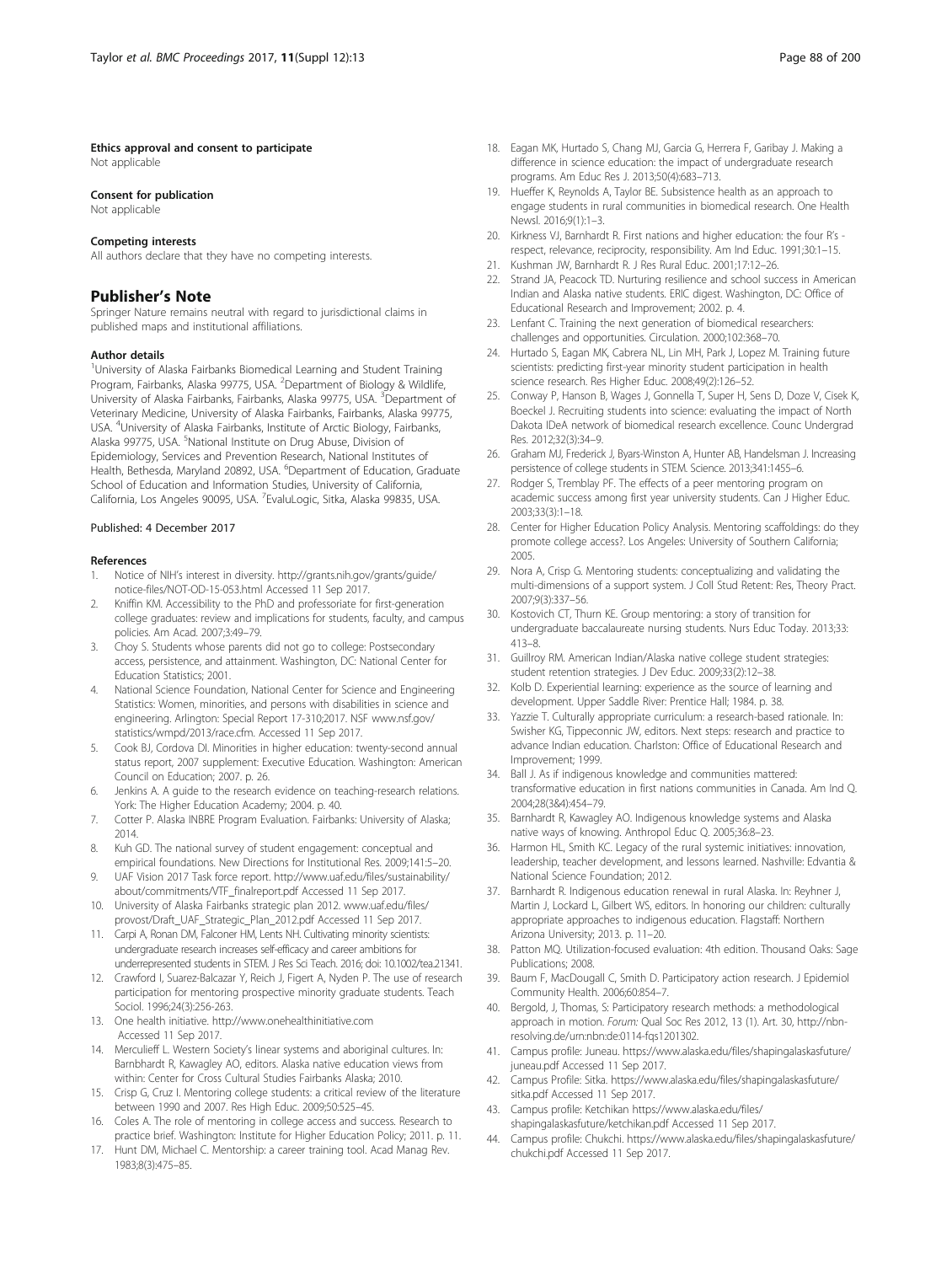#### Ethics approval and consent to participate
Not applicable

#### Consent for publication
Not applicable

#### Competing interests
All authors declare that they have no competing interests.

## Publisher's Note

Springer Nature remains neutral with regard to jurisdictional claims in published maps and institutional affiliations.

#### Author details
[1]University of Alaska Fairbanks Biomedical Learning and Student Training Program, Fairbanks, Alaska 99775, USA. [2]Department of Biology & Wildlife, University of Alaska Fairbanks, Fairbanks, Alaska 99775, USA. [3]Department of Veterinary Medicine, University of Alaska Fairbanks, Fairbanks, Alaska 99775, USA. [4]University of Alaska Fairbanks, Institute of Arctic Biology, Fairbanks, Alaska 99775, USA. [5]National Institute on Drug Abuse, Division of Epidemiology, Services and Prevention Research, National Institutes of Health, Bethesda, Maryland 20892, USA. [6]Department of Education, Graduate School of Education and Information Studies, University of California, California, Los Angeles 90095, USA. [7]EvaluLogic, Sitka, Alaska 99835, USA.

Published: 4 December 2017

#### References

1. Notice of NIH's interest in diversity. http://grants.nih.gov/grants/guide/notice-files/NOT-OD-15-053.html Accessed 11 Sep 2017.
2. Kniffin KM. Accessibility to the PhD and professoriate for first-generation college graduates: review and implications for students, faculty, and campus policies. Am Acad. 2007;3:49–79.
3. Choy S. Students whose parents did not go to college: Postsecondary access, persistence, and attainment. Washington, DC: National Center for Education Statistics; 2001.
4. National Science Foundation, National Center for Science and Engineering Statistics: Women, minorities, and persons with disabilities in science and engineering. Arlington: Special Report 17-310;2017. NSF www.nsf.gov/statistics/wmpd/2013/race.cfm. Accessed 11 Sep 2017.
5. Cook BJ, Cordova DI. Minorities in higher education: twenty-second annual status report, 2007 supplement: Executive Education. Washington: American Council on Education; 2007. p. 26.
6. Jenkins A. A guide to the research evidence on teaching-research relations. York: The Higher Education Academy; 2004. p. 40.
7. Cotter P. Alaska INBRE Program Evaluation. Fairbanks: University of Alaska; 2014.
8. Kuh GD. The national survey of student engagement: conceptual and empirical foundations. New Directions for Institutional Res. 2009;141:5–20.
9. UAF Vision 2017 Task force report. http://www.uaf.edu/files/sustainability/about/commitments/VTF_finalreport.pdf Accessed 11 Sep 2017.
10. University of Alaska Fairbanks strategic plan 2012. www.uaf.edu/files/provost/Draft_UAF_Strategic_Plan_2012.pdf Accessed 11 Sep 2017.
11. Carpi A, Ronan DM, Falconer HM, Lents NH. Cultivating minority scientists: undergraduate research increases self-efficacy and career ambitions for underrepresented students in STEM. J Res Sci Teach. 2016; doi: 10.1002/tea.21341.
12. Crawford I, Suarez-Balcazar Y, Reich J, Figert A, Nyden P. The use of research participation for mentoring prospective minority graduate students. Teach Sociol. 1996;24(3):256-263.
13. One health initiative. http://www.onehealthinitiative.com Accessed 11 Sep 2017.
14. Merculieff L. Western Society's linear systems and aboriginal cultures. In: Barnhardt R, Kawagley AO, editors. Alaska native education views from within: Center for Cross Cultural Studies Fairbanks Alaska; 2010.
15. Crisp G, Cruz I. Mentoring college students: a critical review of the literature between 1990 and 2007. Res High Educ. 2009;50:525–45.
16. Coles A. The role of mentoring in college access and success. Research to practice brief. Washington: Institute for Higher Education Policy; 2011. p. 11.
17. Hunt DM, Michael C. Mentorship: a career training tool. Acad Manag Rev. 1983;8(3):475–85.
18. Eagan MK, Hurtado S, Chang MJ, Garcia G, Herrera F, Garibay J. Making a difference in science education: the impact of undergraduate research programs. Am Educ Res J. 2013;50(4):683–713.
19. Hueffer K, Reynolds A, Taylor BE. Subsistence health as an approach to engage students in rural communities in biomedical research. One Health Newsl. 2016;9(1):1–3.
20. Kirkness VJ, Barnhardt R. First nations and higher education: the four R's - respect, relevance, reciprocity, responsibility. Am Ind Educ. 1991;30:1–15.
21. Kushman JW, Barnhardt R. J Res Rural Educ. 2001;17:12–26.
22. Strand JA, Peacock TD. Nurturing resilience and school success in American Indian and Alaska native students. ERIC digest. Washington, DC: Office of Educational Research and Improvement; 2002. p. 4.
23. Lenfant C. Training the next generation of biomedical researchers: challenges and opportunities. Circulation. 2000;102:368–70.
24. Hurtado S, Eagan MK, Cabrera NL, Lin MH, Park J, Lopez M. Training future scientists: predicting first-year minority student participation in health science research. Res Higher Educ. 2008;49(2):126–52.
25. Conway P, Hanson B, Wages J, Gonnella T, Super H, Sens D, Doze V, Cisek K, Boeckel J. Recruiting students into science: evaluating the impact of North Dakota IDeA network of biomedical research excellence. Counc Undergrad Res. 2012;32(3):34–9.
26. Graham MJ, Frederick J, Byars-Winston A, Hunter AB, Handelsman J. Increasing persistence of college students in STEM. Science. 2013;341:1455–6.
27. Rodger S, Tremblay PF. The effects of a peer mentoring program on academic success among first year university students. Can J Higher Educ. 2003;33(3):1–18.
28. Center for Higher Education Policy Analysis. Mentoring scaffoldings: do they promote college access?. Los Angeles: University of Southern California; 2005.
29. Nora A, Crisp G. Mentoring students: conceptualizing and validating the multi-dimensions of a support system. J Coll Stud Retent: Res, Theory Pract. 2007;9(3):337–56.
30. Kostovich CT, Thurn KE. Group mentoring: a story of transition for undergraduate baccalaureate nursing students. Nurs Educ Today. 2013;33:413–8.
31. Guillroy RM. American Indian/Alaska native college student strategies: student retention strategies. J Dev Educ. 2009;33(2):12–38.
32. Kolb D. Experiential learning: experience as the source of learning and development. Upper Saddle River: Prentice Hall; 1984. p. 38.
33. Yazzie T. Culturally appropriate curriculum: a research-based rationale. In: Swisher KG, Tippeconnic JW, editors. Next steps: research and practice to advance Indian education. Charlston: Office of Educational Research and Improvement; 1999.
34. Ball J. As if indigenous knowledge and communities mattered: transformative education in first nations communities in Canada. Am Ind Q. 2004;28(3&4):454–79.
35. Barnhardt R, Kawagley AO. Indigenous knowledge systems and Alaska native ways of knowing. Anthropol Educ Q. 2005;36:8–23.
36. Harmon HL, Smith KC. Legacy of the rural systemic initiatives: innovation, leadership, teacher development, and lessons learned. Nashville: Edvantia & National Science Foundation; 2012.
37. Barnhardt R. Indigenous education renewal in rural Alaska. In: Reyhner J, Martin J, Lockard L, Gilbert WS, editors. In honoring our children: culturally appropriate approaches to indigenous education. Flagstaff: Northern Arizona University; 2013. p. 11–20.
38. Patton MQ. Utilization-focused evaluation: 4th edition. Thousand Oaks: Sage Publications; 2008.
39. Baum F, MacDougall C, Smith D. Participatory action research. J Epidemiol Community Health. 2006;60:854–7.
40. Bergold, J, Thomas, S: Participatory research methods: a methodological approach in motion. *Forum:* Qual Soc Res 2012, 13 (1). Art. 30, http://nbn-resolving.de/urn:nbn:de:0114-fqs1201302.
41. Campus profile: Juneau. https://www.alaska.edu/files/shapingalaskasfuture/juneau.pdf Accessed 11 Sep 2017.
42. Campus Profile: Sitka. https://www.alaska.edu/files/shapingalaskasfuture/sitka.pdf Accessed 11 Sep 2017.
43. Campus profile: Ketchikan https://www.alaska.edu/files/shapingalaskasfuture/ketchikan.pdf Accessed 11 Sep 2017.
44. Campus profile: Chukchi. https://www.alaska.edu/files/shapingalaskasfuture/chukchi.pdf Accessed 11 Sep 2017.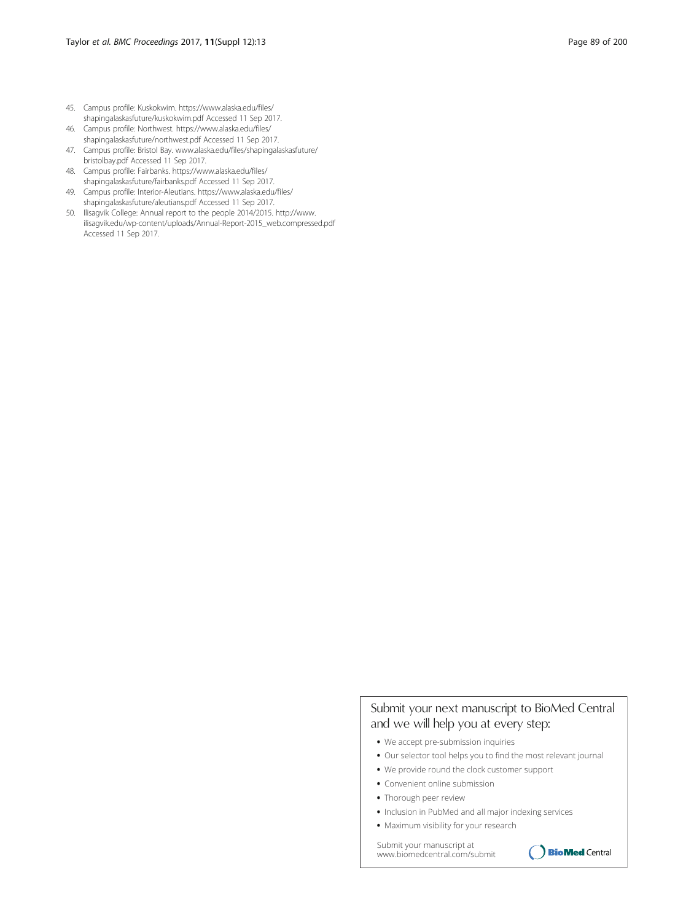45. Campus profile: Kuskokwim. https://www.alaska.edu/files/shapingalaskasfuture/kuskokwim.pdf Accessed 11 Sep 2017.
46. Campus profile: Northwest. https://www.alaska.edu/files/shapingalaskasfuture/northwest.pdf Accessed 11 Sep 2017.
47. Campus profile: Bristol Bay. www.alaska.edu/files/shapingalaskasfuture/bristolbay.pdf Accessed 11 Sep 2017.
48. Campus profile: Fairbanks. https://www.alaska.edu/files/shapingalaskasfuture/fairbanks.pdf Accessed 11 Sep 2017.
49. Campus profile: Interior-Aleutians. https://www.alaska.edu/files/shapingalaskasfuture/aleutians.pdf Accessed 11 Sep 2017.
50. Ilisagvik College: Annual report to the people 2014/2015. http://www.ilisagvik.edu/wp-content/uploads/Annual-Report-2015_web.compressed.pdf Accessed 11 Sep 2017.

Submit your next manuscript to BioMed Central and we will help you at every step:

- We accept pre-submission inquiries
- Our selector tool helps you to find the most relevant journal
- We provide round the clock customer support
- Convenient online submission
- Thorough peer review
- Inclusion in PubMed and all major indexing services
- Maximum visibility for your research

Submit your manuscript at
www.biomedcentral.com/submit

BioMed Central